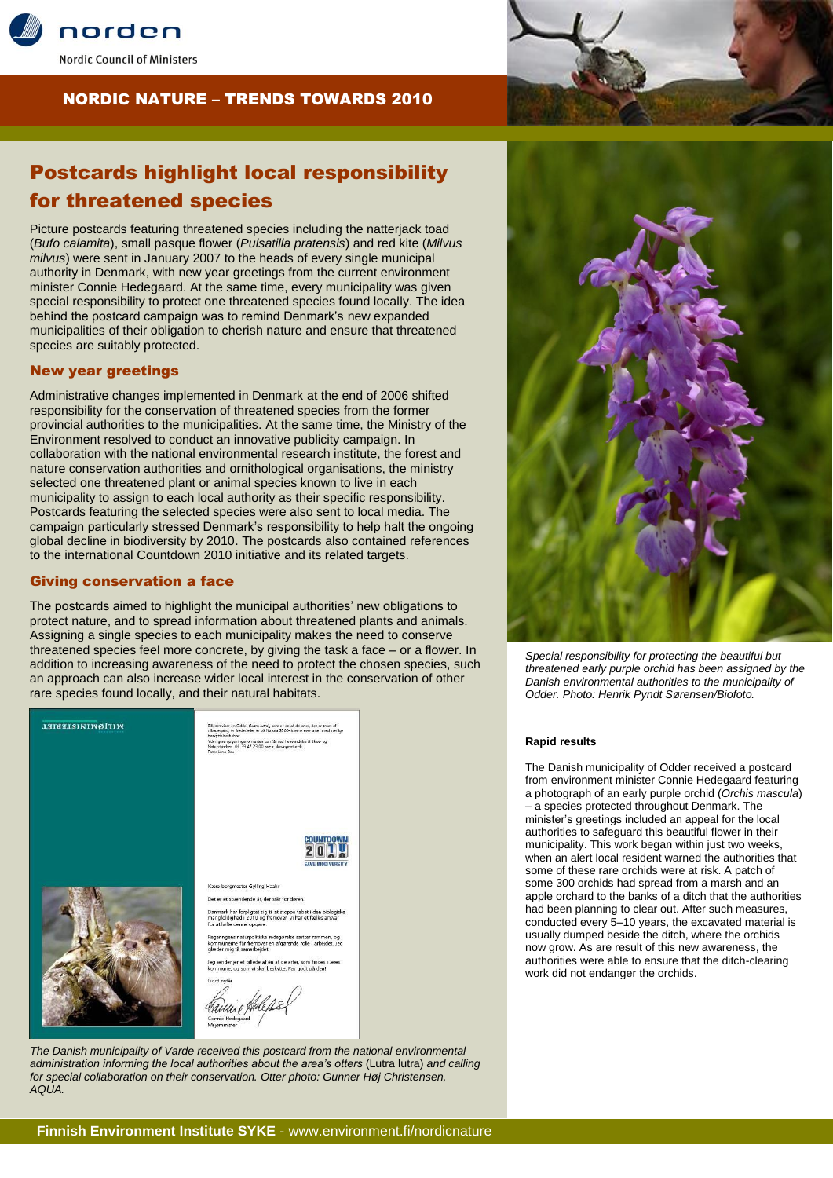norden

Nordic Council of Ministers

NORDIC NATURE – TRENDS TOWARDS 2010

# Postcards highlight local responsibility for threatened species

Picture postcards featuring threatened species including the natterjack toad (*Bufo calamita*), small pasque flower (*Pulsatilla pratensis*) and red kite (*Milvus milvus*) were sent in January 2007 to the heads of every single municipal authority in Denmark, with new year greetings from the current environment minister Connie Hedegaard. At the same time, every municipality was given special responsibility to protect one threatened species found locally. The idea behind the postcard campaign was to remind Denmark's new expanded municipalities of their obligation to cherish nature and ensure that threatened species are suitably protected.

## New year greetings

Administrative changes implemented in Denmark at the end of 2006 shifted responsibility for the conservation of threatened species from the former provincial authorities to the municipalities. At the same time, the Ministry of the Environment resolved to conduct an innovative publicity campaign. In collaboration with the national environmental research institute, the forest and nature conservation authorities and ornithological organisations, the ministry selected one threatened plant or animal species known to live in each municipality to assign to each local authority as their specific responsibility. Postcards featuring the selected species were also sent to local media. The campaign particularly stressed Denmark's responsibility to help halt the ongoing global decline in biodiversity by 2010. The postcards also contained references to the international Countdown 2010 initiative and its related targets.

## Giving conservation a face

The postcards aimed to highlight the municipal authorities' new obligations to protect nature, and to spread information about threatened plants and animals. Assigning a single species to each municipality makes the need to conserve threatened species feel more concrete, by giving the task a face – or a flower. In addition to increasing awareness of the need to protect the chosen species, such an approach can also increase wider local interest in the conservation of other rare species found locally, and their natural habitats.

*The Danish municipality of Varde received this postcard from the national environmental administration informing the local authorities about the area's otters* (Lutra lutra) *and calling for special collaboration on their conservation. Otter photo: Gunner Høj Christensen, AQUA.*

*Special responsibility for protecting the beautiful but threatened early purple orchid has been assigned by the Danish environmental authorities to the municipality of Odder. Photo: Henrik Pyndt Sørensen/Biofoto.*

### Rapid results

The Danish municipality of Odder received a postcard from environment minister Connie Hedegaard featuring a photograph of an early purple orchid (*Orchis mascula*) – a species protected throughout Denmark. The minister's greetings included an appeal for the local authorities to safeguard this beautiful flower in their municipality. This work began within just two weeks, when an alert local resident warned the authorities that some of these rare orchids were at risk. A patch of some 300 orchids had spread from a marsh and an apple orchard to the banks of a ditch that the authorities had been planning to clear out. After such measures, conducted every 5–10 years, the excavated material is usually dumped beside the ditch, where the orchids now grow. As are result of this new awareness, the authorities were able to ensure that the ditch-clearing work did not endanger the orchids.

**Finnish Environment Institute SYKE** - www.environment.fi/nordicnature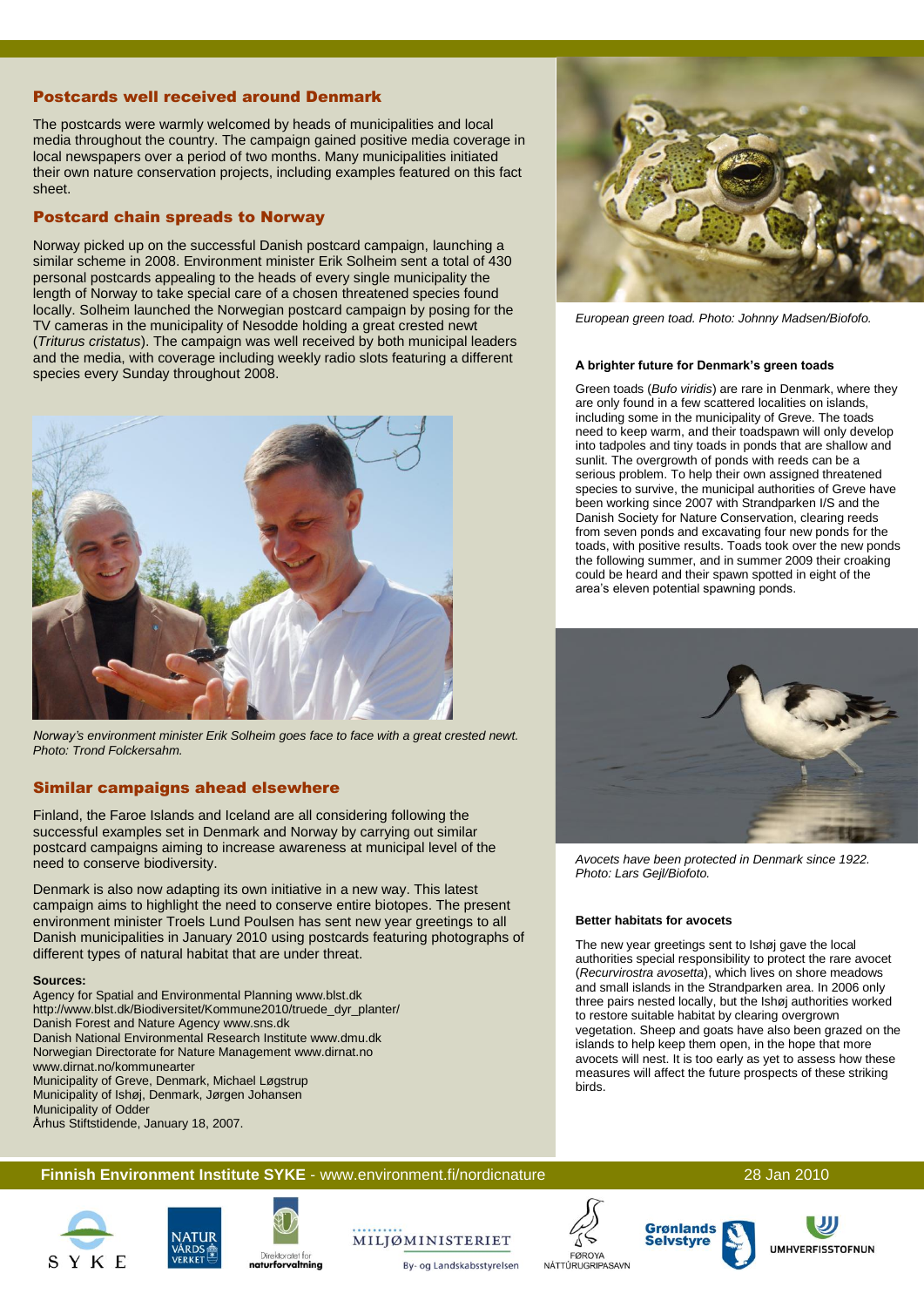## Postcards well received around Denmark

The postcards were warmly welcomed by heads of municipalities and local media throughout the country. The campaign gained positive media coverage in local newspapers over a period of two months. Many municipalities initiated their own nature conservation projects, including examples featured on this fact sheet.

## Postcard chain spreads to Norway

Norway picked up on the successful Danish postcard campaign, launching a similar scheme in 2008. Environment minister Erik Solheim sent a total of 430 personal postcards appealing to the heads of every single municipality the length of Norway to take special care of a chosen threatened species found locally. Solheim launched the Norwegian postcard campaign by posing for the TV cameras in the municipality of Nesodde holding a great crested newt (*Triturus cristatus*). The campaign was well received by both municipal leaders and the media, with coverage including weekly radio slots featuring a different species every Sunday throughout 2008.

*Norway's environment minister Erik Solheim goes face to face with a great crested newt. Photo: Trond Folckersahm.*

## Similar campaigns ahead elsewhere

Finland, the Faroe Islands and Iceland are all considering following the successful examples set in Denmark and Norway by carrying out similar postcard campaigns aiming to increase awareness at municipal level of the need to conserve biodiversity.

Denmark is also now adapting its own initiative in a new way. This latest campaign aims to highlight the need to conserve entire biotopes. The present environment minister Troels Lund Poulsen has sent new year greetings to all Danish municipalities in January 2010 using postcards featuring photographs of different types of natural habitat that are under threat.

**Sources:**
Agency for Spatial and Environmental Planning www.blst.dk
http://www.blst.dk/Biodiversitet/Kommune2010/truede_dyr_planter/
Danish Forest and Nature Agency www.sns.dk
Danish National Environmental Research Institute www.dmu.dk
Norwegian Directorate for Nature Management www.dirnat.no
www.dirnat.no/kommunearter
Municipality of Greve, Denmark, Michael Løgstrup
Municipality of Ishøj, Denmark, Jørgen Johansen
Municipality of Odder
Århus Stiftstidende, January 18, 2007.

*European green toad. Photo: Johnny Madsen/Biofofo.*

### A brighter future for Denmark's green toads

Green toads (*Bufo viridis*) are rare in Denmark, where they are only found in a few scattered localities on islands, including some in the municipality of Greve. The toads need to keep warm, and their toadspawn will only develop into tadpoles and tiny toads in ponds that are shallow and sunlit. The overgrowth of ponds with reeds can be a serious problem. To help their own assigned threatened species to survive, the municipal authorities of Greve have been working since 2007 with Strandparken I/S and the Danish Society for Nature Conservation, clearing reeds from seven ponds and excavating four new ponds for the toads, with positive results. Toads took over the new ponds the following summer, and in summer 2009 their croaking could be heard and their spawn spotted in eight of the area's eleven potential spawning ponds.

*Avocets have been protected in Denmark since 1922. Photo: Lars Gejl/Biofoto.*

### Better habitats for avocets

The new year greetings sent to Ishøj gave the local authorities special responsibility to protect the rare avocet (*Recurvirostra avosetta*), which lives on shore meadows and small islands in the Strandparken area. In 2006 only three pairs nested locally, but the Ishøj authorities worked to restore suitable habitat by clearing overgrown vegetation. Sheep and goats have also been grazed on the islands to help keep them open, in the hope that more avocets will nest. It is too early as yet to assess how these measures will affect the future prospects of these striking birds.

**Finnish Environment Institute SYKE** - www.environment.fi/nordicnature 28 Jan 2010